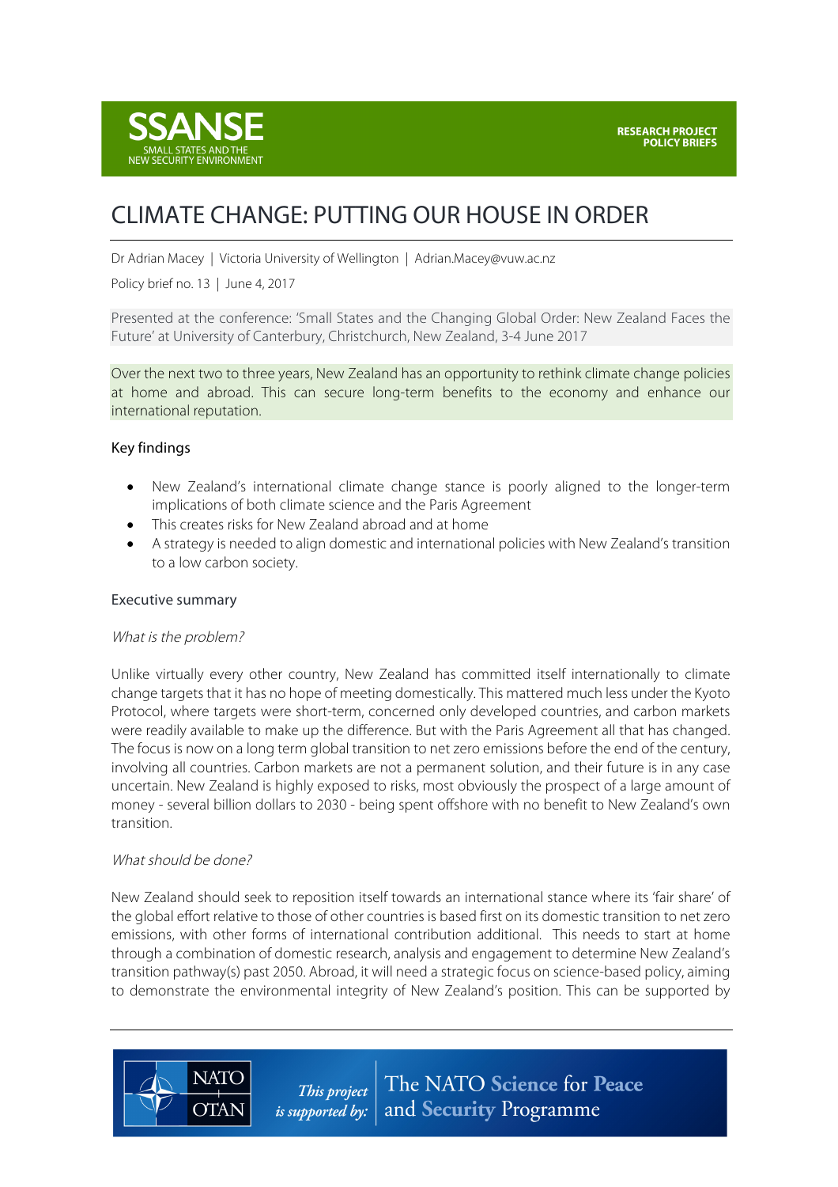SSANSE
SMALL STATES AND THE NEW SECURITY ENVIRONMENT

RESEARCH PROJECT POLICY BRIEFS

# CLIMATE CHANGE: PUTTING OUR HOUSE IN ORDER

Dr Adrian Macey | Victoria University of Wellington | Adrian.Macey@vuw.ac.nz

Policy brief no. 13 | June 4, 2017

Presented at the conference: 'Small States and the Changing Global Order: New Zealand Faces the Future' at University of Canterbury, Christchurch, New Zealand, 3-4 June 2017

Over the next two to three years, New Zealand has an opportunity to rethink climate change policies at home and abroad. This can secure long-term benefits to the economy and enhance our international reputation.

## Key findings

- New Zealand's international climate change stance is poorly aligned to the longer-term implications of both climate science and the Paris Agreement
- This creates risks for New Zealand abroad and at home
- A strategy is needed to align domestic and international policies with New Zealand's transition to a low carbon society.

## Executive summary

*What is the problem?*

Unlike virtually every other country, New Zealand has committed itself internationally to climate change targets that it has no hope of meeting domestically. This mattered much less under the Kyoto Protocol, where targets were short-term, concerned only developed countries, and carbon markets were readily available to make up the difference. But with the Paris Agreement all that has changed. The focus is now on a long term global transition to net zero emissions before the end of the century, involving all countries. Carbon markets are not a permanent solution, and their future is in any case uncertain. New Zealand is highly exposed to risks, most obviously the prospect of a large amount of money - several billion dollars to 2030 - being spent offshore with no benefit to New Zealand's own transition.

*What should be done?*

New Zealand should seek to reposition itself towards an international stance where its 'fair share' of the global effort relative to those of other countries is based first on its domestic transition to net zero emissions, with other forms of international contribution additional. This needs to start at home through a combination of domestic research, analysis and engagement to determine New Zealand's transition pathway(s) past 2050. Abroad, it will need a strategic focus on science-based policy, aiming to demonstrate the environmental integrity of New Zealand's position. This can be supported by

This project is supported by: The NATO Science for Peace and Security Programme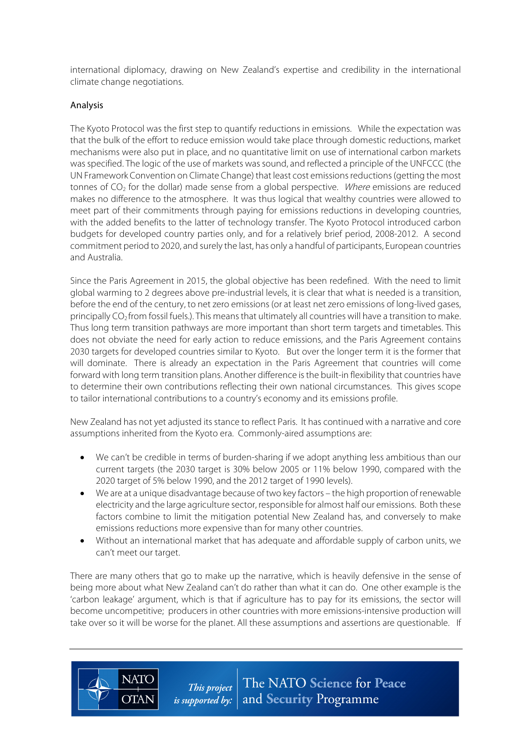international diplomacy, drawing on New Zealand's expertise and credibility in the international climate change negotiations.

## Analysis

The Kyoto Protocol was the first step to quantify reductions in emissions. While the expectation was that the bulk of the effort to reduce emission would take place through domestic reductions, market mechanisms were also put in place, and no quantitative limit on use of international carbon markets was specified. The logic of the use of markets was sound, and reflected a principle of the UNFCCC (the UN Framework Convention on Climate Change) that least cost emissions reductions (getting the most tonnes of $CO_2$ for the dollar) made sense from a global perspective. *Where* emissions are reduced makes no difference to the atmosphere. It was thus logical that wealthy countries were allowed to meet part of their commitments through paying for emissions reductions in developing countries, with the added benefits to the latter of technology transfer. The Kyoto Protocol introduced carbon budgets for developed country parties only, and for a relatively brief period, 2008-2012. A second commitment period to 2020, and surely the last, has only a handful of participants, European countries and Australia.

Since the Paris Agreement in 2015, the global objective has been redefined. With the need to limit global warming to 2 degrees above pre-industrial levels, it is clear that what is needed is a transition, before the end of the century, to net zero emissions (or at least net zero emissions of long-lived gases, principally $CO_2$ from fossil fuels.). This means that ultimately all countries will have a transition to make. Thus long term transition pathways are more important than short term targets and timetables. This does not obviate the need for early action to reduce emissions, and the Paris Agreement contains 2030 targets for developed countries similar to Kyoto. But over the longer term it is the former that will dominate. There is already an expectation in the Paris Agreement that countries will come forward with long term transition plans. Another difference is the built-in flexibility that countries have to determine their own contributions reflecting their own national circumstances. This gives scope to tailor international contributions to a country's economy and its emissions profile.

New Zealand has not yet adjusted its stance to reflect Paris. It has continued with a narrative and core assumptions inherited from the Kyoto era. Commonly-aired assumptions are:

- We can't be credible in terms of burden-sharing if we adopt anything less ambitious than our current targets (the 2030 target is 30% below 2005 or 11% below 1990, compared with the 2020 target of 5% below 1990, and the 2012 target of 1990 levels).
- We are at a unique disadvantage because of two key factors – the high proportion of renewable electricity and the large agriculture sector, responsible for almost half our emissions. Both these factors combine to limit the mitigation potential New Zealand has, and conversely to make emissions reductions more expensive than for many other countries.
- Without an international market that has adequate and affordable supply of carbon units, we can't meet our target.

There are many others that go to make up the narrative, which is heavily defensive in the sense of being more about what New Zealand can't do rather than what it can do. One other example is the 'carbon leakage' argument, which is that if agriculture has to pay for its emissions, the sector will become uncompetitive; producers in other countries with more emissions-intensive production will take over so it will be worse for the planet. All these assumptions and assertions are questionable. If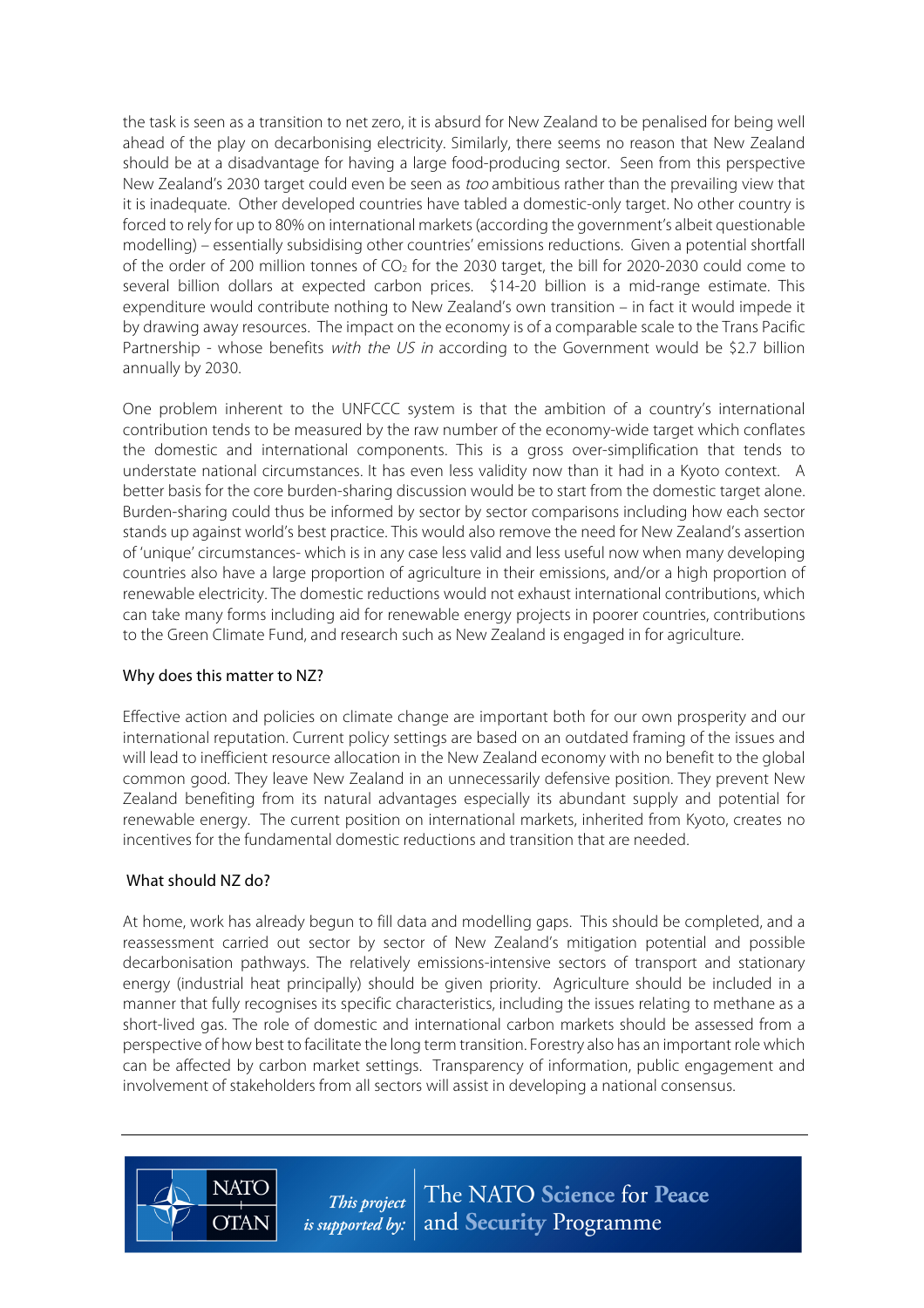the task is seen as a transition to net zero, it is absurd for New Zealand to be penalised for being well ahead of the play on decarbonising electricity. Similarly, there seems no reason that New Zealand should be at a disadvantage for having a large food-producing sector. Seen from this perspective New Zealand's 2030 target could even be seen as *too* ambitious rather than the prevailing view that it is inadequate. Other developed countries have tabled a domestic-only target. No other country is forced to rely for up to 80% on international markets (according the government's albeit questionable modelling) – essentially subsidising other countries' emissions reductions. Given a potential shortfall of the order of 200 million tonnes of $CO_2$ for the 2030 target, the bill for 2020-2030 could come to several billion dollars at expected carbon prices. $14-20 billion is a mid-range estimate. This expenditure would contribute nothing to New Zealand's own transition – in fact it would impede it by drawing away resources. The impact on the economy is of a comparable scale to the Trans Pacific Partnership - whose benefits *with the US in* according to the Government would be $2.7 billion annually by 2030.

One problem inherent to the UNFCCC system is that the ambition of a country's international contribution tends to be measured by the raw number of the economy-wide target which conflates the domestic and international components. This is a gross over-simplification that tends to understate national circumstances. It has even less validity now than it had in a Kyoto context. A better basis for the core burden-sharing discussion would be to start from the domestic target alone. Burden-sharing could thus be informed by sector by sector comparisons including how each sector stands up against world's best practice. This would also remove the need for New Zealand's assertion of 'unique' circumstances- which is in any case less valid and less useful now when many developing countries also have a large proportion of agriculture in their emissions, and/or a high proportion of renewable electricity. The domestic reductions would not exhaust international contributions, which can take many forms including aid for renewable energy projects in poorer countries, contributions to the Green Climate Fund, and research such as New Zealand is engaged in for agriculture.

## Why does this matter to NZ?

Effective action and policies on climate change are important both for our own prosperity and our international reputation. Current policy settings are based on an outdated framing of the issues and will lead to inefficient resource allocation in the New Zealand economy with no benefit to the global common good. They leave New Zealand in an unnecessarily defensive position. They prevent New Zealand benefiting from its natural advantages especially its abundant supply and potential for renewable energy. The current position on international markets, inherited from Kyoto, creates no incentives for the fundamental domestic reductions and transition that are needed.

## What should NZ do?

At home, work has already begun to fill data and modelling gaps. This should be completed, and a reassessment carried out sector by sector of New Zealand's mitigation potential and possible decarbonisation pathways. The relatively emissions-intensive sectors of transport and stationary energy (industrial heat principally) should be given priority. Agriculture should be included in a manner that fully recognises its specific characteristics, including the issues relating to methane as a short-lived gas. The role of domestic and international carbon markets should be assessed from a perspective of how best to facilitate the long term transition. Forestry also has an important role which can be affected by carbon market settings. Transparency of information, public engagement and involvement of stakeholders from all sectors will assist in developing a national consensus.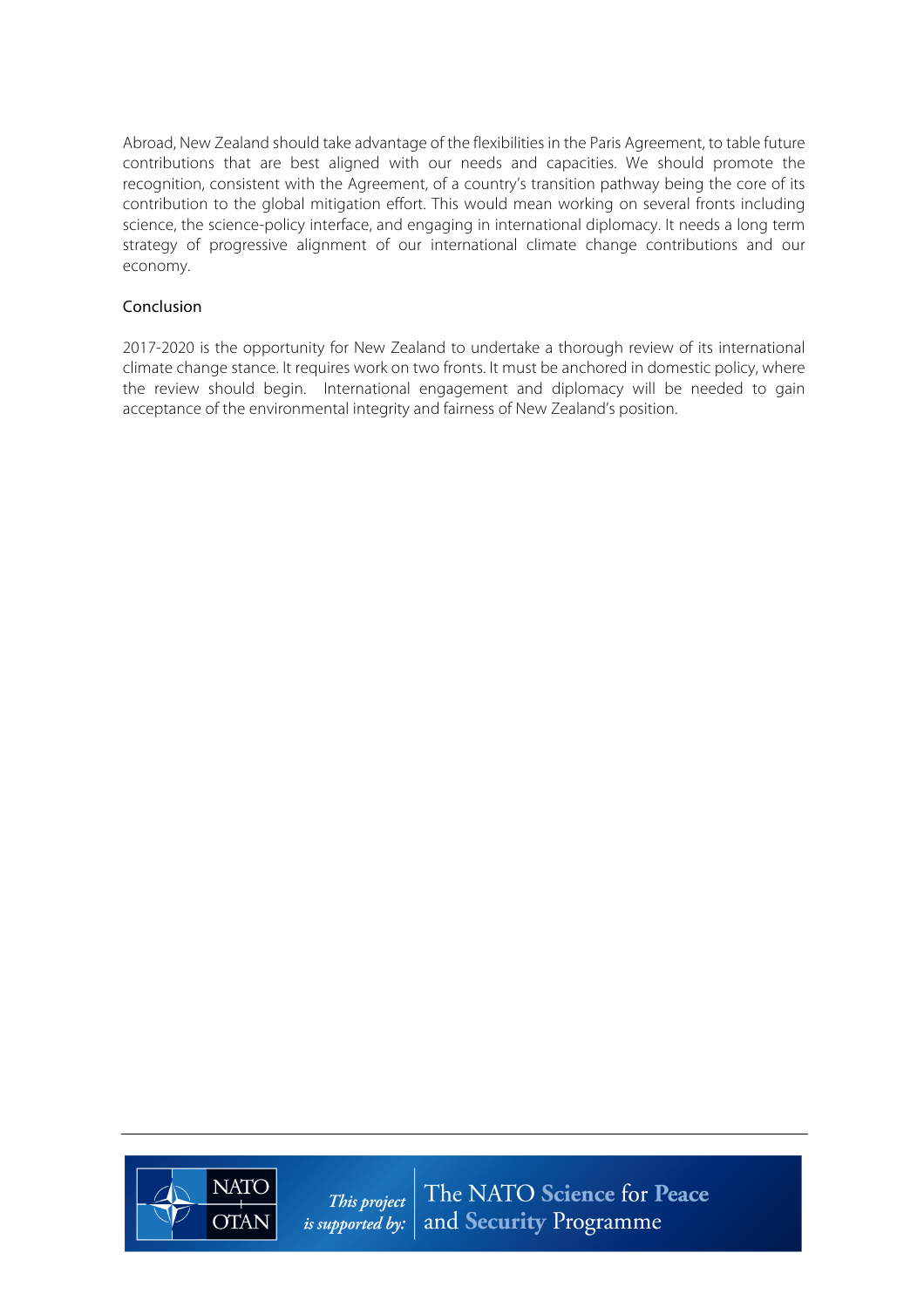Abroad, New Zealand should take advantage of the flexibilities in the Paris Agreement, to table future contributions that are best aligned with our needs and capacities. We should promote the recognition, consistent with the Agreement, of a country's transition pathway being the core of its contribution to the global mitigation effort. This would mean working on several fronts including science, the science-policy interface, and engaging in international diplomacy. It needs a long term strategy of progressive alignment of our international climate change contributions and our economy.

## Conclusion

2017-2020 is the opportunity for New Zealand to undertake a thorough review of its international climate change stance. It requires work on two fronts. It must be anchored in domestic policy, where the review should begin. International engagement and diplomacy will be needed to gain acceptance of the environmental integrity and fairness of New Zealand's position.

NATO OTAN

*This project is supported by:* The NATO Science for Peace and Security Programme